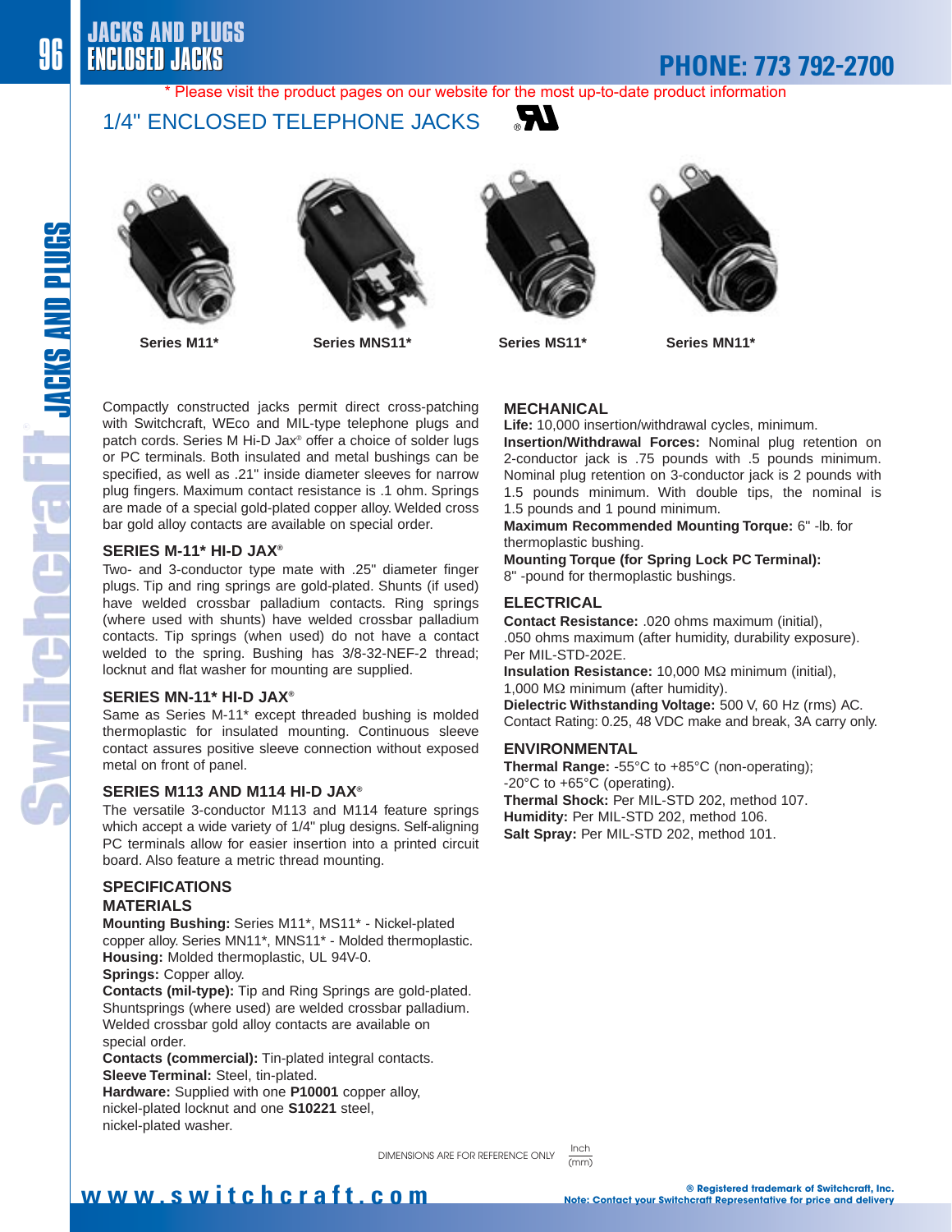\* Please visit the product pages on our website for the most up-to-date product information

# 1/4" ENCLOSED TELEPHONE JACKS

Series M11* Series MNS11* Series MS11* Series MN11*

Compactly constructed jacks permit direct cross-patching with Switchcraft, WEco and MIL-type telephone plugs and patch cords. Series M Hi-D Jax® offer a choice of solder lugs or PC terminals. Both insulated and metal bushings can be specified, as well as .21" inside diameter sleeves for narrow plug fingers. Maximum contact resistance is .1 ohm. Springs are made of a special gold-plated copper alloy. Welded cross bar gold alloy contacts are available on special order.

## SERIES M-11* HI-D JAX®

Two- and 3-conductor type mate with .25" diameter finger plugs. Tip and ring springs are gold-plated. Shunts (if used) have welded crossbar palladium contacts. Ring springs (where used with shunts) have welded crossbar palladium contacts. Tip springs (when used) do not have a contact welded to the spring. Bushing has 3/8-32-NEF-2 thread; locknut and flat washer for mounting are supplied.

## SERIES MN-11* HI-D JAX®

Same as Series M-11* except threaded bushing is molded thermoplastic for insulated mounting. Continuous sleeve contact assures positive sleeve connection without exposed metal on front of panel.

## SERIES M113 AND M114 HI-D JAX®

The versatile 3-conductor M113 and M114 feature springs which accept a wide variety of 1/4" plug designs. Self-aligning PC terminals allow for easier insertion into a printed circuit board. Also feature a metric thread mounting.

## SPECIFICATIONS

### MATERIALS

**Mounting Bushing:** Series M11*, MS11* - Nickel-plated copper alloy. Series MN11*, MNS11* - Molded thermoplastic.
**Housing:** Molded thermoplastic, UL 94V-0.
**Springs:** Copper alloy.
**Contacts (mil-type):** Tip and Ring Springs are gold-plated. Shuntsprings (where used) are welded crossbar palladium. Welded crossbar gold alloy contacts are available on special order.
**Contacts (commercial):** Tin-plated integral contacts.
**Sleeve Terminal:** Steel, tin-plated.
**Hardware:** Supplied with one **P10001** copper alloy, nickel-plated locknut and one **S10221** steel, nickel-plated washer.

### MECHANICAL

**Life:** 10,000 insertion/withdrawal cycles, minimum.
**Insertion/Withdrawal Forces:** Nominal plug retention on 2-conductor jack is .75 pounds with .5 pounds minimum. Nominal plug retention on 3-conductor jack is 2 pounds with 1.5 pounds minimum. With double tips, the nominal is 1.5 pounds and 1 pound minimum.
**Maximum Recommended Mounting Torque:** 6" -lb. for thermoplastic bushing.
**Mounting Torque (for Spring Lock PC Terminal):** 8" -pound for thermoplastic bushings.

### ELECTRICAL

**Contact Resistance:** .020 ohms maximum (initial), .050 ohms maximum (after humidity, durability exposure). Per MIL-STD-202E.
**Insulation Resistance:** 10,000 MΩ minimum (initial), 1,000 MΩ minimum (after humidity).
**Dielectric Withstanding Voltage:** 500 V, 60 Hz (rms) AC.
Contact Rating: 0.25, 48 VDC make and break, 3A carry only.

### ENVIRONMENTAL

**Thermal Range:** -55°C to +85°C (non-operating); -20°C to +65°C (operating).
**Thermal Shock:** Per MIL-STD 202, method 107.
**Humidity:** Per MIL-STD 202, method 106.
**Salt Spray:** Per MIL-STD 202, method 101.

DIMENSIONS ARE FOR REFERENCE ONLY Inch (mm)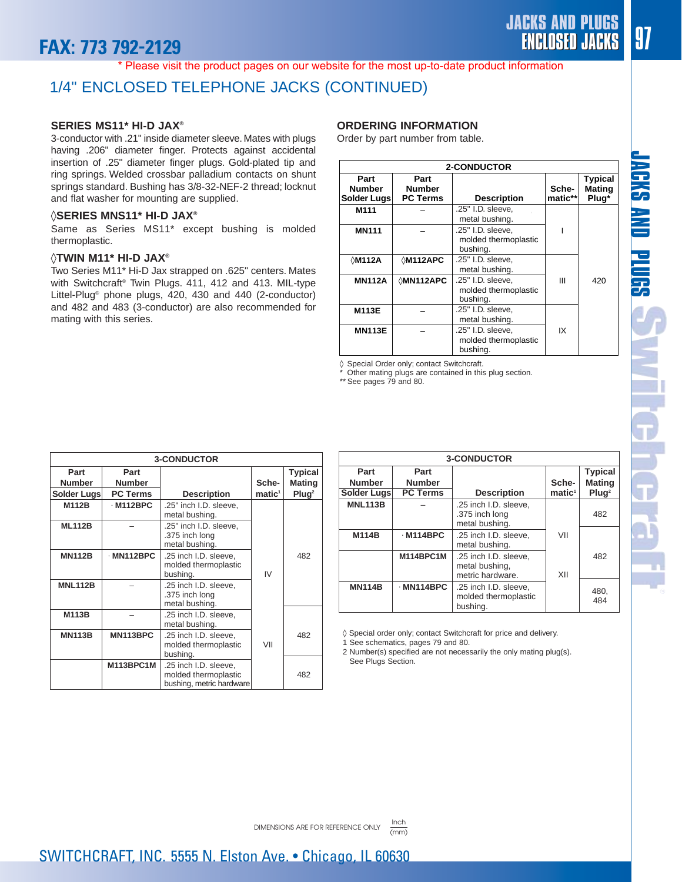\* Please visit the product pages on our website for the most up-to-date product information

# 1/4" ENCLOSED TELEPHONE JACKS (CONTINUED)

### SERIES MS11* HI-D JAX®

3-conductor with .21" inside diameter sleeve. Mates with plugs having .206" diameter finger. Protects against accidental insertion of .25" diameter finger plugs. Gold-plated tip and ring springs. Welded crossbar palladium contacts on shunt springs standard. Bushing has 3/8-32-NEF-2 thread; locknut and flat washer for mounting are supplied.

### ◊SERIES MNS11* HI-D JAX®

Same as Series MS11* except bushing is molded thermoplastic.

### ◊TWIN M11* HI-D JAX®

Two Series M11* Hi-D Jax strapped on .625" centers. Mates with Switchcraft® Twin Plugs. 411, 412 and 413. MIL-type Littel-Plug® phone plugs, 420, 430 and 440 (2-conductor) and 482 and 483 (3-conductor) are also recommended for mating with this series.

### ORDERING INFORMATION

Order by part number from table.

| 2-CONDUCTOR | | | | |
|---|---|---|---|---|
| Part Number Solder Lugs | Part Number PC Terms | Description | Sche-matic** | Typical Mating Plug* |
| M111 | – | .25" I.D. sleeve, metal bushing. | I | 420 |
| MN111 | – | .25" I.D. sleeve, molded thermoplastic bushing. | | |
| ◊M112A | ◊M112APC | .25" I.D. sleeve, metal bushing. | III | |
| MN112A | ◊MN112APC | .25" I.D. sleeve, molded thermoplastic bushing. | | |
| M113E | – | .25" I.D. sleeve, metal bushing. | IX | |
| MN113E | – | .25" I.D. sleeve, molded thermoplastic bushing. | | |

◊ Special Order only; contact Switchcraft.
\* Other mating plugs are contained in this plug section.
** See pages 79 and 80.

| 3-CONDUCTOR | | | | |
|---|---|---|---|---|
| Part Number Solder Lugs | Part Number PC Terms | Description | Sche-matic[1] | Typical Mating Plug[2] |
| M112B | · M112BPC | .25" inch I.D. sleeve, metal bushing. | IV | 482 |
| ML112B | – | .25" inch I.D. sleeve, .375 inch long metal bushing. | | |
| MN112B | · MN112BPC | .25 inch I.D. sleeve, molded thermoplastic bushing. | | |
| MNL112B | – | .25 inch I.D. sleeve, .375 inch long metal bushing. | | |
| M113B | – | .25 inch I.D. sleeve, metal bushing. | VII | 482 |
| MN113B | MN113BPC | .25 inch I.D. sleeve, molded thermoplastic bushing. | | |
| | M113BPC1M | .25 inch I.D. sleeve, molded thermoplastic bushing, metric hardware | | 482 |

| 3-CONDUCTOR | | | | |
|---|---|---|---|---|
| Part Number Solder Lugs | Part Number PC Terms | Description | Sche-matic[1] | Typical Mating Plug[2] |
| MNL113B | – | .25 inch I.D. sleeve, .375 inch long metal bushing. | VII | 482 |
| M114B | · M114BPC | .25 inch I.D. sleeve, metal bushing. | | 482 |
| | M114BPC1M | .25 inch I.D. sleeve, metal bushing, metric hardware. | XII | |
| MN114B | · MN114BPC | .25 inch I.D. sleeve, molded thermoplastic bushing. | | 480, 484 |

◊ Special order only; contact Switchcraft for price and delivery.
1 See schematics, pages 79 and 80.
2 Number(s) specified are not necessarily the only mating plug(s). See Plugs Section.

DIMENSIONS ARE FOR REFERENCE ONLY Inch (mm)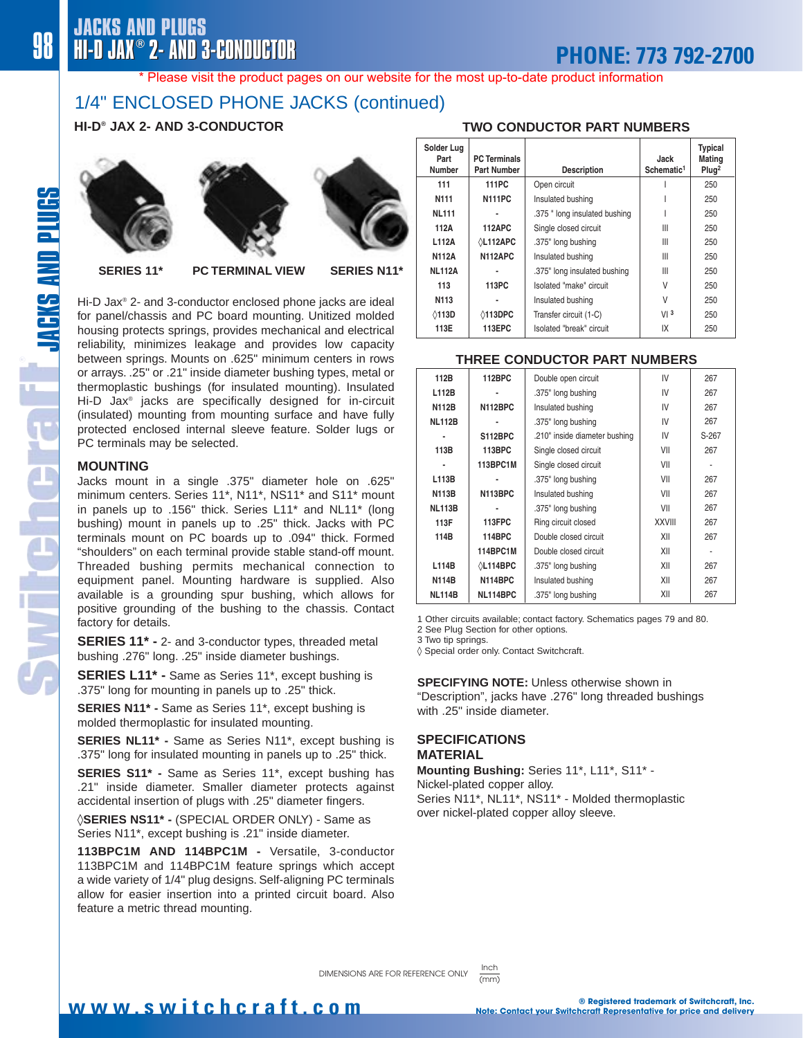\* Please visit the product pages on our website for the most up-to-date product information

## 1/4" ENCLOSED PHONE JACKS (continued)

### HI-D® JAX 2- AND 3-CONDUCTOR

SERIES 11* | PC TERMINAL VIEW | SERIES N11*

Hi-D Jax® 2- and 3-conductor enclosed phone jacks are ideal for panel/chassis and PC board mounting. Unitized molded housing protects springs, provides mechanical and electrical reliability, minimizes leakage and provides low capacity between springs. Mounts on .625" minimum centers in rows or arrays. .25" or .21" inside diameter bushing types, metal or thermoplastic bushings (for insulated mounting). Insulated Hi-D Jax® jacks are specifically designed for in-circuit (insulated) mounting from mounting surface and have fully protected enclosed internal sleeve feature. Solder lugs or PC terminals may be selected.

### MOUNTING

Jacks mount in a single .375" diameter hole on .625" minimum centers. Series 11*, N11*, NS11* and S11* mount in panels up to .156" thick. Series L11* and NL11* (long bushing) mount in panels up to .25" thick. Jacks with PC terminals mount on PC boards up to .094" thick. Formed "shoulders" on each terminal provide stable stand-off mount. Threaded bushing permits mechanical connection to equipment panel. Mounting hardware is supplied. Also available is a grounding spur bushing, which allows for positive grounding of the bushing to the chassis. Contact factory for details.

**SERIES 11\* -** 2- and 3-conductor types, threaded metal bushing .276" long. .25" inside diameter bushings.

**SERIES L11\* -** Same as Series 11*, except bushing is .375" long for mounting in panels up to .25" thick.

**SERIES N11\* -** Same as Series 11*, except bushing is molded thermoplastic for insulated mounting.

**SERIES NL11\* -** Same as Series N11*, except bushing is .375" long for insulated mounting in panels up to .25" thick.

**SERIES S11\* -** Same as Series 11*, except bushing has .21" inside diameter. Smaller diameter protects against accidental insertion of plugs with .25" diameter fingers.

◊**SERIES NS11\* -** (SPECIAL ORDER ONLY) - Same as Series N11*, except bushing is .21" inside diameter.

**113BPC1M AND 114BPC1M -** Versatile, 3-conductor 113BPC1M and 114BPC1M feature springs which accept a wide variety of 1/4" plug designs. Self-aligning PC terminals allow for easier insertion into a printed circuit board. Also feature a metric thread mounting.

### TWO CONDUCTOR PART NUMBERS

| Solder Lug Part Number | PC Terminals Part Number | Description | Jack Schematic[1] | Typical Mating Plug[2] |
|---|---|---|---|---|
| 111 | 111PC | Open circuit | I | 250 |
| N111 | N111PC | Insulated bushing | I | 250 |
| NL111 | - | .375 " long insulated bushing | I | 250 |
| 112A | 112APC | Single closed circuit | III | 250 |
| L112A | ◊L112APC | .375" long bushing | III | 250 |
| N112A | N112APC | Insulated bushing | III | 250 |
| NL112A | - | .375" long insulated bushing | III | 250 |
| 113 | 113PC | Isolated "make" circuit | V | 250 |
| N113 | - | Insulated bushing | V | 250 |
| ◊113D | ◊113DPC | Transfer circuit (1-C) | VI[3] | 250 |
| 113E | 113EPC | Isolated "break" circuit | IX | 250 |

### THREE CONDUCTOR PART NUMBERS

| Solder Lug Part Number | PC Terminals Part Number | Description | Jack Schematic[1] | Typical Mating Plug[2] |
|---|---|---|---|---|
| 112B | 112BPC | Double open circuit | IV | 267 |
| L112B | - | .375" long bushing | IV | 267 |
| N112B | N112BPC | Insulated bushing | IV | 267 |
| NL112B | - | .375" long bushing | IV | 267 |
| - | S112BPC | .210" inside diameter bushing | IV | S-267 |
| 113B | 113BPC | Single closed circuit | VII | 267 |
| - | 113BPC1M | Single closed circuit | VII | - |
| L113B | - | .375" long bushing | VII | 267 |
| N113B | N113BPC | Insulated bushing | VII | 267 |
| NL113B | - | .375" long bushing | VII | 267 |
| 113F | 113FPC | Ring circuit closed | XXVIII | 267 |
| 114B | 114BPC | Double closed circuit | XII | 267 |
| | 114BPC1M | Double closed circuit | XII | - |
| L114B | ◊L114BPC | .375" long bushing | XII | 267 |
| N114B | N114BPC | Insulated bushing | XII | 267 |
| NL114B | NL114BPC | .375" long bushing | XII | 267 |

1 Other circuits available; contact factory. Schematics pages 79 and 80.
2 See Plug Section for other options.
3 Two tip springs.
◊ Special order only. Contact Switchcraft.

**SPECIFYING NOTE:** Unless otherwise shown in "Description", jacks have .276" long threaded bushings with .25" inside diameter.

### SPECIFICATIONS

### MATERIAL

**Mounting Bushing:** Series 11*, L11*, S11* - Nickel-plated copper alloy.
Series N11*, NL11*, NS11* - Molded thermoplastic over nickel-plated copper alloy sleeve.

DIMENSIONS ARE FOR REFERENCE ONLY Inch/(mm)

® Registered trademark of Switchcraft, Inc.
Note: Contact your Switchcraft Representative for price and delivery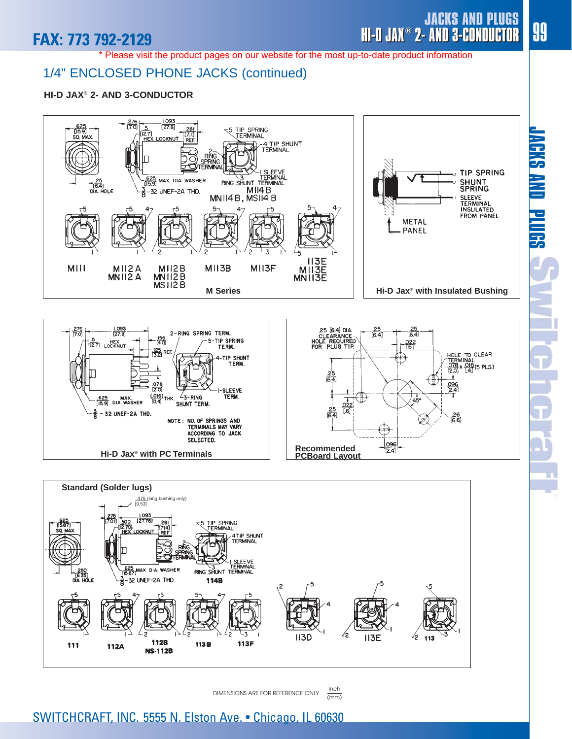* Please visit the product pages on our website for the most up-to-date product information

## 1/4" ENCLOSED PHONE JACKS (continued)

### HI-D JAX® 2- AND 3-CONDUCTOR

.625 [15.9] SQ. MAX.
.25 [6.4] DIA. HOLE
.276 [7.0]
.5 [12.7] HEX LOCKNUT
1.093 [27.8]
.281 [7.1] REF.
.625 [15.9] MAX. DIA. WASHER
3/8-32 UNEF-2A THD.
5 TIP SPRING TERMINAL
4 TIP SHUNT TERMINAL
2 RING SPRING TERMINAL
1 SLEEVE TERMINAL
3 RING SHUNT TERMINAL
M114B
MN114B, MS114B

M111 | M112A MN112A | M112B MN112B MS112B | M113B | M113F | 113E M113E MN113E

**M Series**

TIP SPRING
SHUNT SPRING
SLEEVE TERMINAL INSULATED FROM PANEL
METAL PANEL

**Hi-D Jax® with Insulated Bushing**

.276 [7.0]
1.093 [27.8]
.5 [12.7] HEX LOCKNUT
.156 [4.0]
.125 [3.2] REF.
2-RING SPRING TERM.
5-TIP SPRING TERM.
4-TIP SHUNT TERM.
1-SLEEVE TERM.
3-RING SHUNT TERM.
.078 [2.0]
(.016) [0.4] THK.
.625 [15.9] MAX. DIA. WASHER
3/8 - 32 UNEF-2A THD.

NOTE: NO. OF SPRINGS AND TERMINALS MAY VARY ACCORDING TO JACK SELECTED.

**Hi-D Jax® with PC Terminals**

.25 [6.4] DIA. CLEARANCE HOLE REQUIRED FOR PLUG TIP
.25 [6.4]
.25 [6.4]
.022 [.6]
HOLE TO CLEAR TERMINAL .078 [2.0] x .016 [.4] (5 PLS.)
.25 [6.4]
.096 [2.4]
45°
.022 [.6]
.25 [6.4]
.26 [6.6]
.096 [2.4]

**Recommended PCBoard Layout**

**Standard (Solder lugs)**

.375 (long bushing only) [9.53]
.625 [15.87] SQ MAX
.250 [6.35] DIA. HOLE
.276 [7.01]
.500 [12.70] HEX LOCKNUT
1.093 [27.76]
.281 [7.14] REF.
.625 [15.87] MAX. DIA. WASHER
3/8-32 UNEF-2A THD.
5 TIP SPRING TERMINAL
4 TIP SHUNT TERMINAL
2 RING SPRING TERMINAL
1 SLEEVE TERMINAL
3 RING SHUNT TERMINAL
114B

111 | 112A | 112B NS-112B | 113B | 113F | 113D | 113E | 113

DIMENSIONS ARE FOR REFERENCE ONLY — Inch (mm)